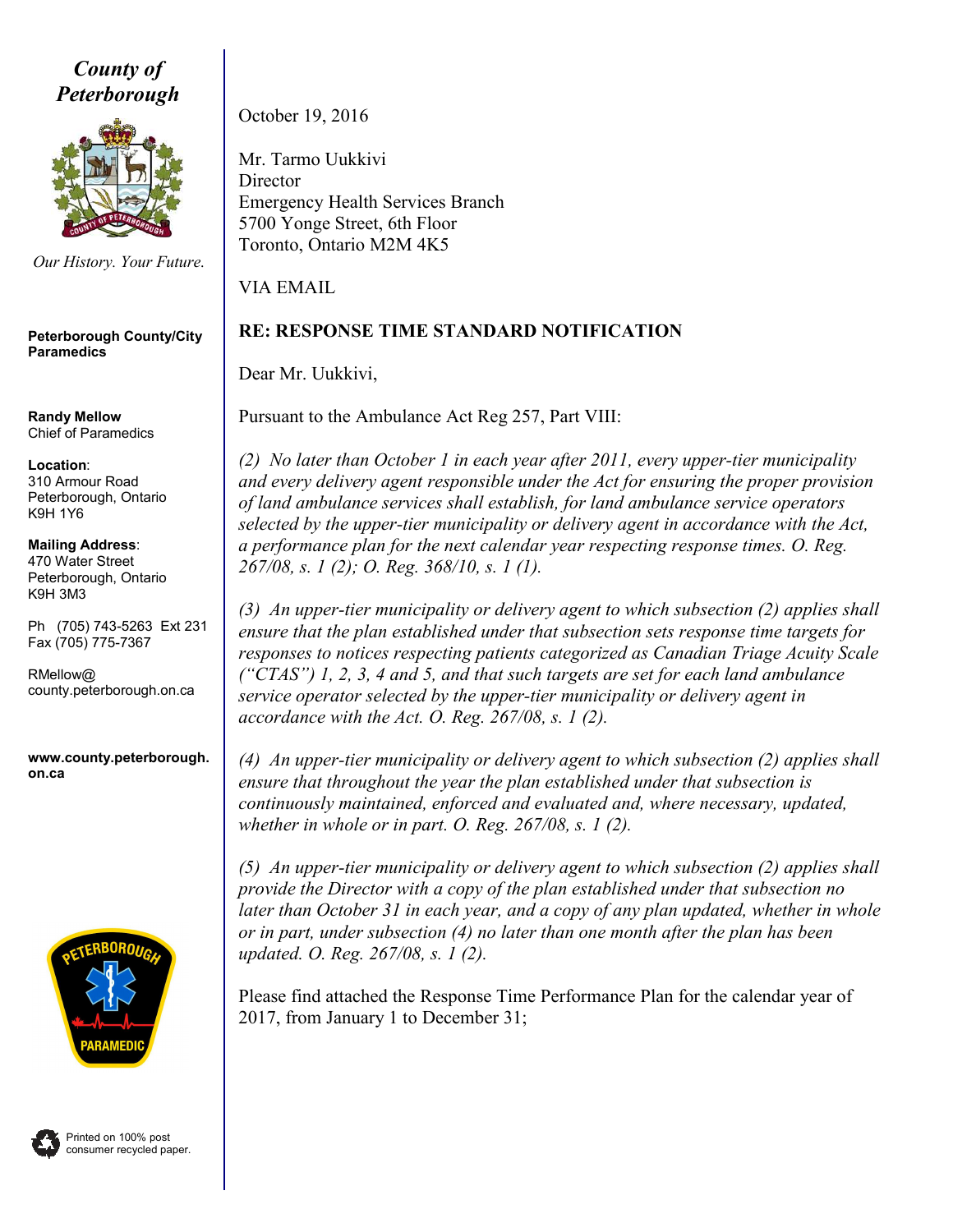**County of Peterborough**

*Our History. Your Future.*

**Peterborough County/City Paramedics**

**Randy Mellow**
Chief of Paramedics

**Location**:
310 Armour Road
Peterborough, Ontario
K9H 1Y6

**Mailing Address**:
470 Water Street
Peterborough, Ontario
K9H 3M3

Ph (705) 743-5263 Ext 231
Fax (705) 775-7367

RMellow@county.peterborough.on.ca

**www.county.peterborough.on.ca**

Printed on 100% post consumer recycled paper.

---

October 19, 2016

Mr. Tarmo Uukkivi
Director
Emergency Health Services Branch
5700 Yonge Street, 6th Floor
Toronto, Ontario M2M 4K5

VIA EMAIL

**RE: RESPONSE TIME STANDARD NOTIFICATION**

Dear Mr. Uukkivi,

Pursuant to the Ambulance Act Reg 257, Part VIII:

*(2) No later than October 1 in each year after 2011, every upper-tier municipality and every delivery agent responsible under the Act for ensuring the proper provision of land ambulance services shall establish, for land ambulance service operators selected by the upper-tier municipality or delivery agent in accordance with the Act, a performance plan for the next calendar year respecting response times. O. Reg. 267/08, s. 1 (2); O. Reg. 368/10, s. 1 (1).*

*(3) An upper-tier municipality or delivery agent to which subsection (2) applies shall ensure that the plan established under that subsection sets response time targets for responses to notices respecting patients categorized as Canadian Triage Acuity Scale ("CTAS") 1, 2, 3, 4 and 5, and that such targets are set for each land ambulance service operator selected by the upper-tier municipality or delivery agent in accordance with the Act. O. Reg. 267/08, s. 1 (2).*

*(4) An upper-tier municipality or delivery agent to which subsection (2) applies shall ensure that throughout the year the plan established under that subsection is continuously maintained, enforced and evaluated and, where necessary, updated, whether in whole or in part. O. Reg. 267/08, s. 1 (2).*

*(5) An upper-tier municipality or delivery agent to which subsection (2) applies shall provide the Director with a copy of the plan established under that subsection no later than October 31 in each year, and a copy of any plan updated, whether in whole or in part, under subsection (4) no later than one month after the plan has been updated. O. Reg. 267/08, s. 1 (2).*

Please find attached the Response Time Performance Plan for the calendar year of 2017, from January 1 to December 31;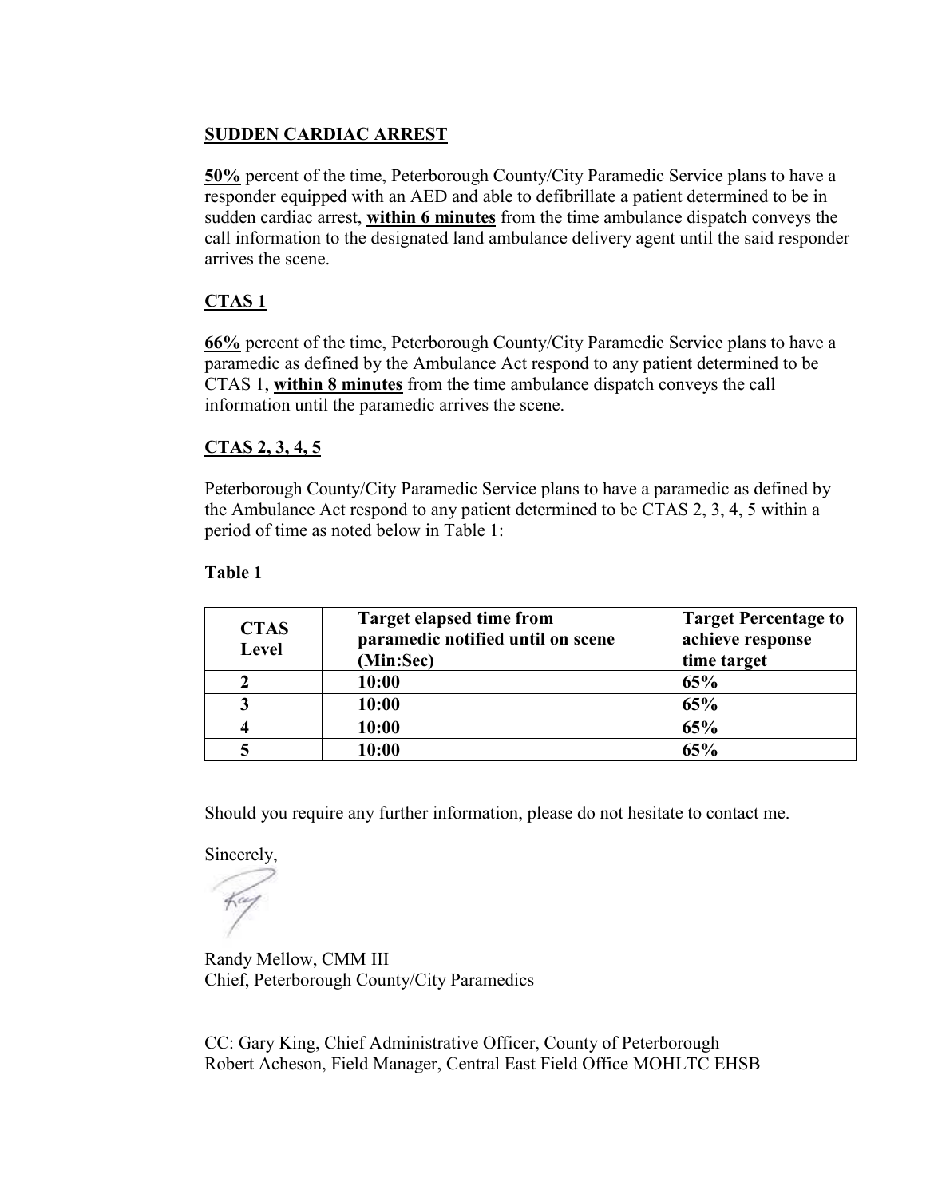**SUDDEN CARDIAC ARREST**

**50%** percent of the time, Peterborough County/City Paramedic Service plans to have a responder equipped with an AED and able to defibrillate a patient determined to be in sudden cardiac arrest, **within 6 minutes** from the time ambulance dispatch conveys the call information to the designated land ambulance delivery agent until the said responder arrives the scene.

**CTAS 1**

**66%** percent of the time, Peterborough County/City Paramedic Service plans to have a paramedic as defined by the Ambulance Act respond to any patient determined to be CTAS 1, **within 8 minutes** from the time ambulance dispatch conveys the call information until the paramedic arrives the scene.

**CTAS 2, 3, 4, 5**

Peterborough County/City Paramedic Service plans to have a paramedic as defined by the Ambulance Act respond to any patient determined to be CTAS 2, 3, 4, 5 within a period of time as noted below in Table 1:

**Table 1**

| CTAS Level | Target elapsed time from paramedic notified until on scene (Min:Sec) | Target Percentage to achieve response time target |
|---|---|---|
| 2 | 10:00 | 65% |
| 3 | 10:00 | 65% |
| 4 | 10:00 | 65% |
| 5 | 10:00 | 65% |

Should you require any further information, please do not hesitate to contact me.

Sincerely,

Randy Mellow, CMM III
Chief, Peterborough County/City Paramedics

CC: Gary King, Chief Administrative Officer, County of Peterborough
Robert Acheson, Field Manager, Central East Field Office MOHLTC EHSB